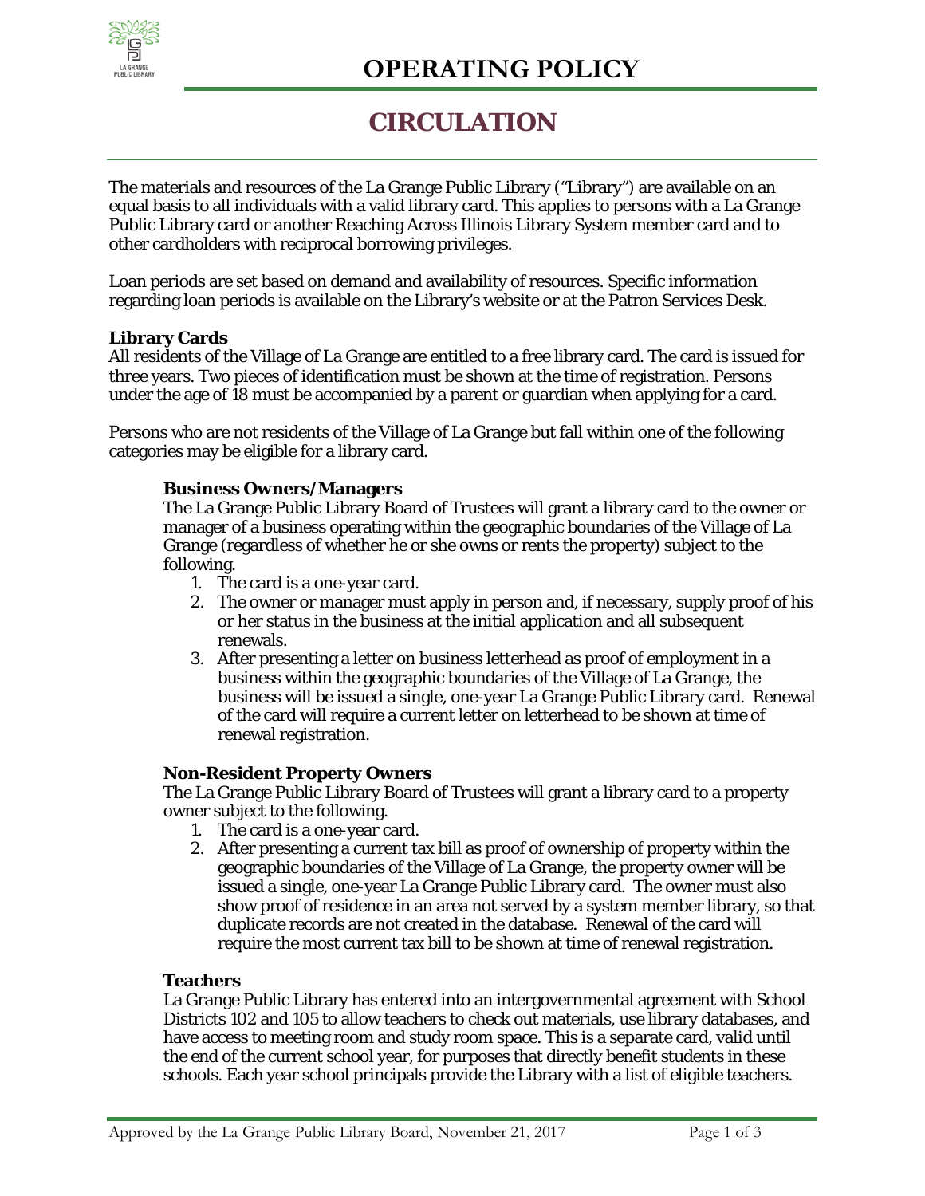# OPERATING POLICY

## CIRCULATION

The materials and resources of the La Grange Public Library ("Library") are available on an equal basis to all individuals with a valid library card. This applies to persons with a La Grange Public Library card or another Reaching Across Illinois Library System member card and to other cardholders with reciprocal borrowing privileges.

Loan periods are set based on demand and availability of resources. Specific information regarding loan periods is available on the Library's website or at the Patron Services Desk.

### Library Cards

All residents of the Village of La Grange are entitled to a free library card. The card is issued for three years. Two pieces of identification must be shown at the time of registration. Persons under the age of 18 must be accompanied by a parent or guardian when applying for a card.

Persons who are not residents of the Village of La Grange but fall within one of the following categories may be eligible for a library card.

#### Business Owners/Managers

The La Grange Public Library Board of Trustees will grant a library card to the owner or manager of a business operating within the geographic boundaries of the Village of La Grange (regardless of whether he or she owns or rents the property) subject to the following.

1. The card is a one-year card.
2. The owner or manager must apply in person and, if necessary, supply proof of his or her status in the business at the initial application and all subsequent renewals.
3. After presenting a letter on business letterhead as proof of employment in a business within the geographic boundaries of the Village of La Grange, the business will be issued a single, one-year La Grange Public Library card. Renewal of the card will require a current letter on letterhead to be shown at time of renewal registration.

#### Non-Resident Property Owners

The La Grange Public Library Board of Trustees will grant a library card to a property owner subject to the following.

1. The card is a one-year card.
2. After presenting a current tax bill as proof of ownership of property within the geographic boundaries of the Village of La Grange, the property owner will be issued a single, one-year La Grange Public Library card. The owner must also show proof of residence in an area not served by a system member library, so that duplicate records are not created in the database. Renewal of the card will require the most current tax bill to be shown at time of renewal registration.

#### Teachers

La Grange Public Library has entered into an intergovernmental agreement with School Districts 102 and 105 to allow teachers to check out materials, use library databases, and have access to meeting room and study room space. This is a separate card, valid until the end of the current school year, for purposes that directly benefit students in these schools. Each year school principals provide the Library with a list of eligible teachers.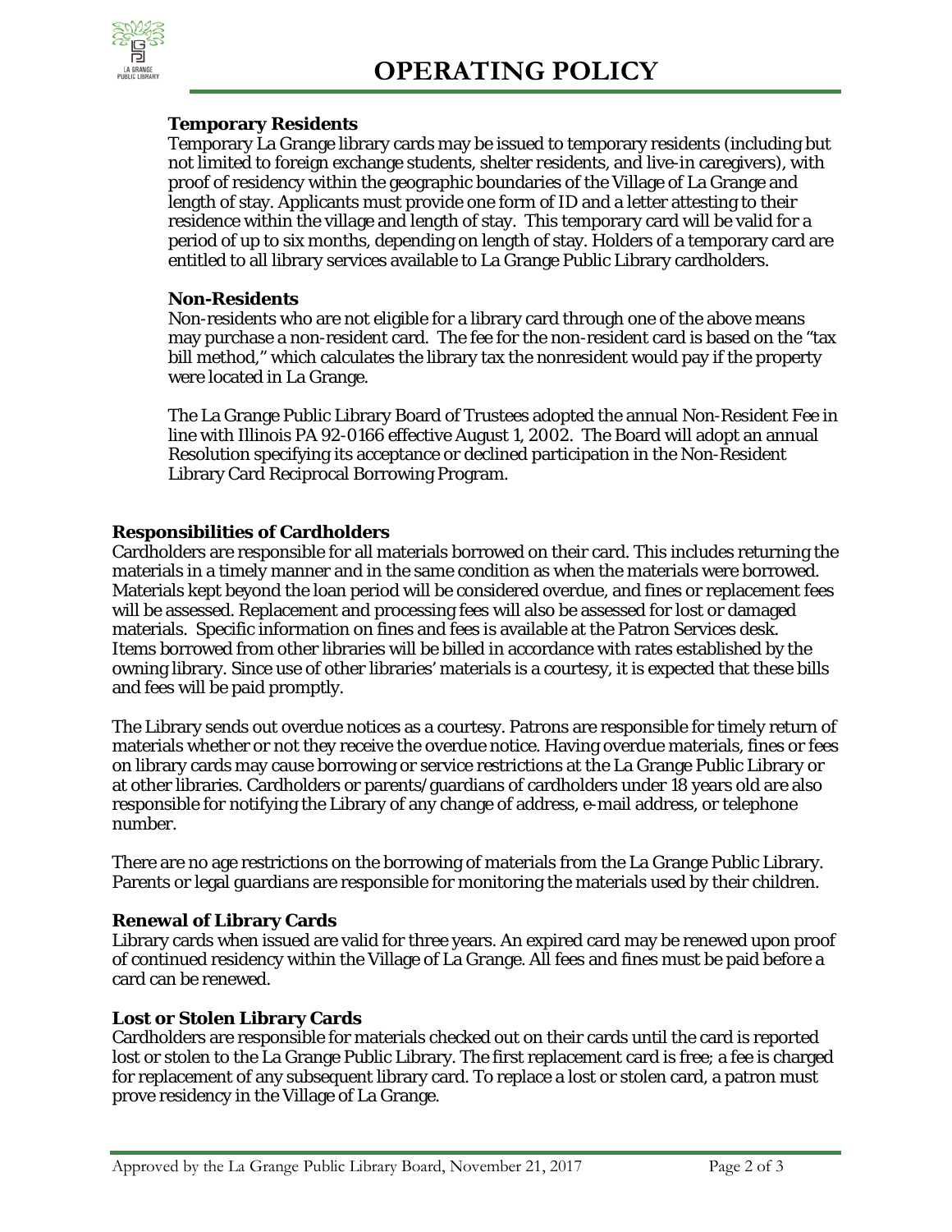### Temporary Residents

Temporary La Grange library cards may be issued to temporary residents (including but not limited to foreign exchange students, shelter residents, and live-in caregivers), with proof of residency within the geographic boundaries of the Village of La Grange and length of stay. Applicants must provide one form of ID and a letter attesting to their residence within the village and length of stay. This temporary card will be valid for a period of up to six months, depending on length of stay. Holders of a temporary card are entitled to all library services available to La Grange Public Library cardholders.

### Non-Residents

Non-residents who are not eligible for a library card through one of the above means may purchase a non-resident card. The fee for the non-resident card is based on the "tax bill method," which calculates the library tax the nonresident would pay if the property were located in La Grange.

The La Grange Public Library Board of Trustees adopted the annual Non-Resident Fee in line with Illinois PA 92-0166 effective August 1, 2002. The Board will adopt an annual Resolution specifying its acceptance or declined participation in the Non-Resident Library Card Reciprocal Borrowing Program.

## Responsibilities of Cardholders

Cardholders are responsible for all materials borrowed on their card. This includes returning the materials in a timely manner and in the same condition as when the materials were borrowed. Materials kept beyond the loan period will be considered overdue, and fines or replacement fees will be assessed. Replacement and processing fees will also be assessed for lost or damaged materials. Specific information on fines and fees is available at the Patron Services desk. Items borrowed from other libraries will be billed in accordance with rates established by the owning library. Since use of other libraries' materials is a courtesy, it is expected that these bills and fees will be paid promptly.

The Library sends out overdue notices as a courtesy. Patrons are responsible for timely return of materials whether or not they receive the overdue notice. Having overdue materials, fines or fees on library cards may cause borrowing or service restrictions at the La Grange Public Library or at other libraries. Cardholders or parents/guardians of cardholders under 18 years old are also responsible for notifying the Library of any change of address, e-mail address, or telephone number.

There are no age restrictions on the borrowing of materials from the La Grange Public Library. Parents or legal guardians are responsible for monitoring the materials used by their children.

## Renewal of Library Cards

Library cards when issued are valid for three years. An expired card may be renewed upon proof of continued residency within the Village of La Grange. All fees and fines must be paid before a card can be renewed.

## Lost or Stolen Library Cards

Cardholders are responsible for materials checked out on their cards until the card is reported lost or stolen to the La Grange Public Library. The first replacement card is free; a fee is charged for replacement of any subsequent library card. To replace a lost or stolen card, a patron must prove residency in the Village of La Grange.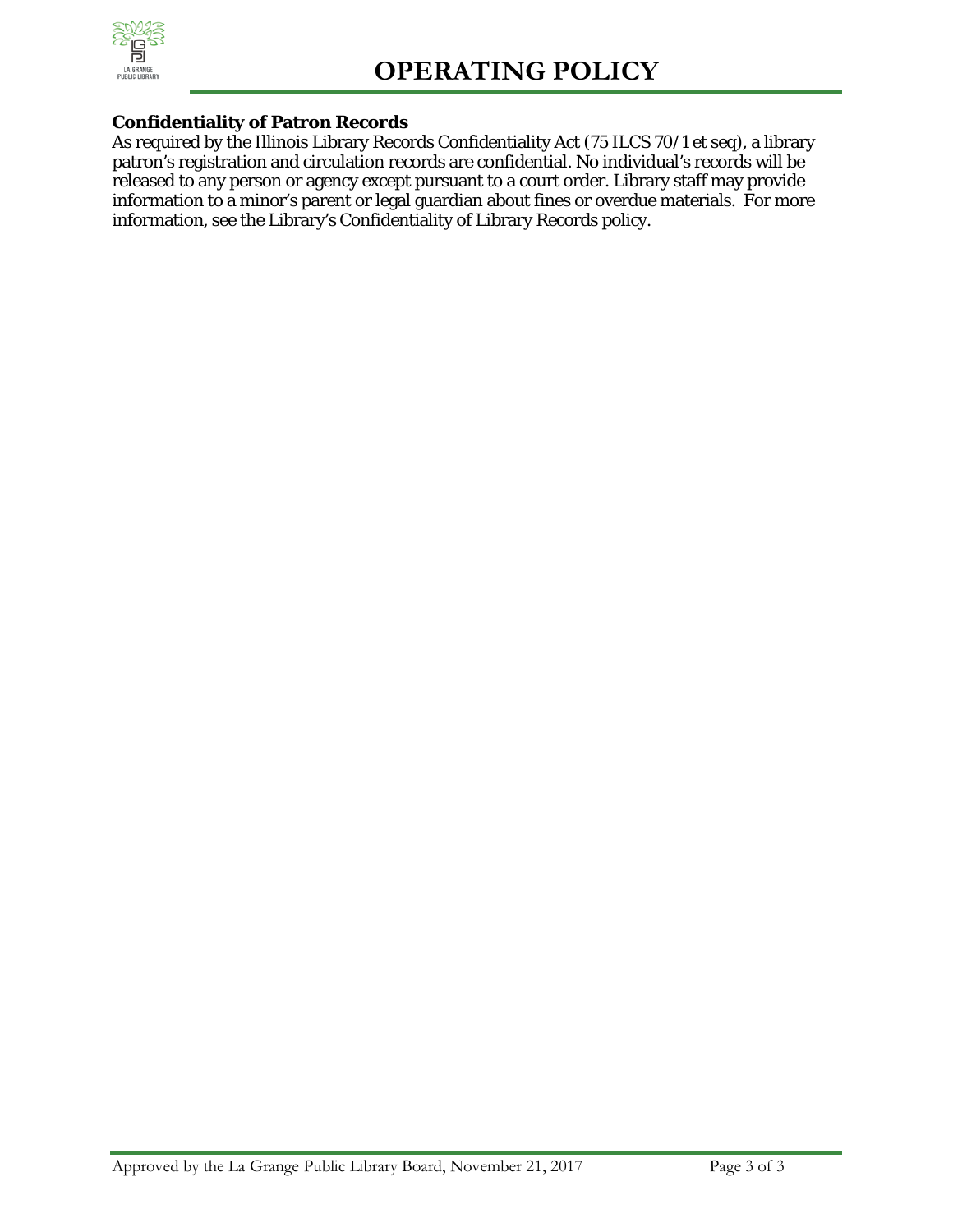**Confidentiality of Patron Records**

As required by the Illinois Library Records Confidentiality Act (75 ILCS 70/1 et seq), a library patron's registration and circulation records are confidential. No individual's records will be released to any person or agency except pursuant to a court order. Library staff may provide information to a minor's parent or legal guardian about fines or overdue materials. For more information, see the Library's Confidentiality of Library Records policy.